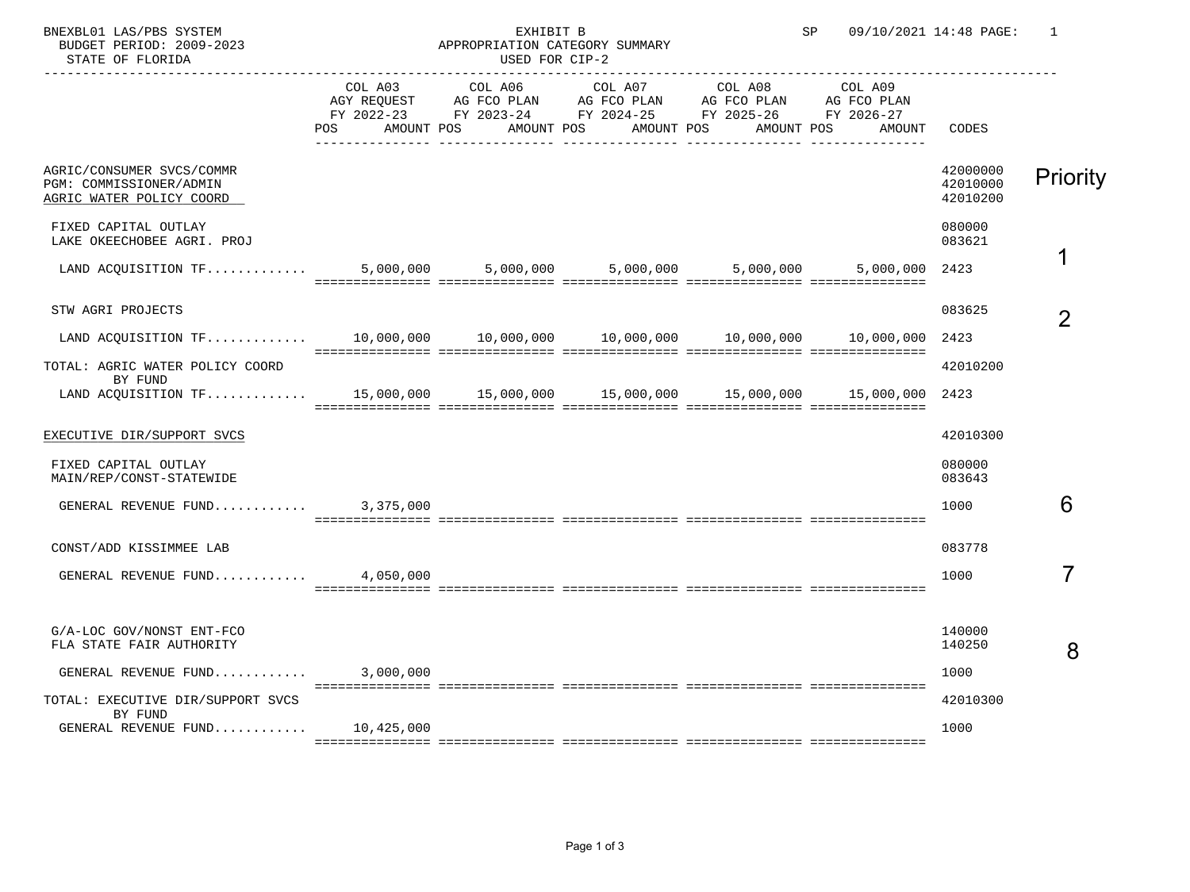BNEXBL01 LAS/PBS SYSTEM
BUDGET PERIOD: 2009-2023
STATE OF FLORIDA

EXHIBIT B
APPROPRIATION CATEGORY SUMMARY
USED FOR CIP-2

SP 09/10/2021 14:48

| | COL A03 AGY REQUEST FY 2022-23 POS AMOUNT | COL A06 AG FCO PLAN FY 2023-24 POS AMOUNT | COL A07 AG FCO PLAN FY 2024-25 POS AMOUNT | COL A08 AG FCO PLAN FY 2025-26 POS AMOUNT | COL A09 AG FCO PLAN FY 2026-27 POS AMOUNT | CODES | Priority |
|---|---|---|---|---|---|---|---|
| AGRIC/CONSUMER SVCS/COMMR | | | | | | 42000000 | |
| PGM: COMMISSIONER/ADMIN | | | | | | 42010000 | |
| AGRIC WATER POLICY COORD | | | | | | 42010200 | |
| FIXED CAPITAL OUTLAY | | | | | | 080000 | |
| LAKE OKEECHOBEE AGRI. PROJ | | | | | | 083621 | |
| LAND ACQUISITION TF............ | 5,000,000 | 5,000,000 | 5,000,000 | 5,000,000 | 5,000,000 | 2423 | 1 |
| STW AGRI PROJECTS | | | | | | 083625 | |
| LAND ACQUISITION TF............ | 10,000,000 | 10,000,000 | 10,000,000 | 10,000,000 | 10,000,000 | 2423 | 2 |
| TOTAL: AGRIC WATER POLICY COORD BY FUND | | | | | | 42010200 | |
| LAND ACQUISITION TF............ | 15,000,000 | 15,000,000 | 15,000,000 | 15,000,000 | 15,000,000 | 2423 | |
| EXECUTIVE DIR/SUPPORT SVCS | | | | | | 42010300 | |
| FIXED CAPITAL OUTLAY | | | | | | 080000 | |
| MAIN/REP/CONST-STATEWIDE | | | | | | 083643 | |
| GENERAL REVENUE FUND........... | 3,375,000 | | | | | 1000 | 6 |
| CONST/ADD KISSIMMEE LAB | | | | | | 083778 | |
| GENERAL REVENUE FUND........... | 4,050,000 | | | | | 1000 | 7 |
| G/A-LOC GOV/NONST ENT-FCO | | | | | | 140000 | |
| FLA STATE FAIR AUTHORITY | | | | | | 140250 | |
| GENERAL REVENUE FUND........... | 3,000,000 | | | | | 1000 | 8 |
| TOTAL: EXECUTIVE DIR/SUPPORT SVCS BY FUND | | | | | | 42010300 | |
| GENERAL REVENUE FUND........... | 10,425,000 | | | | | 1000 | |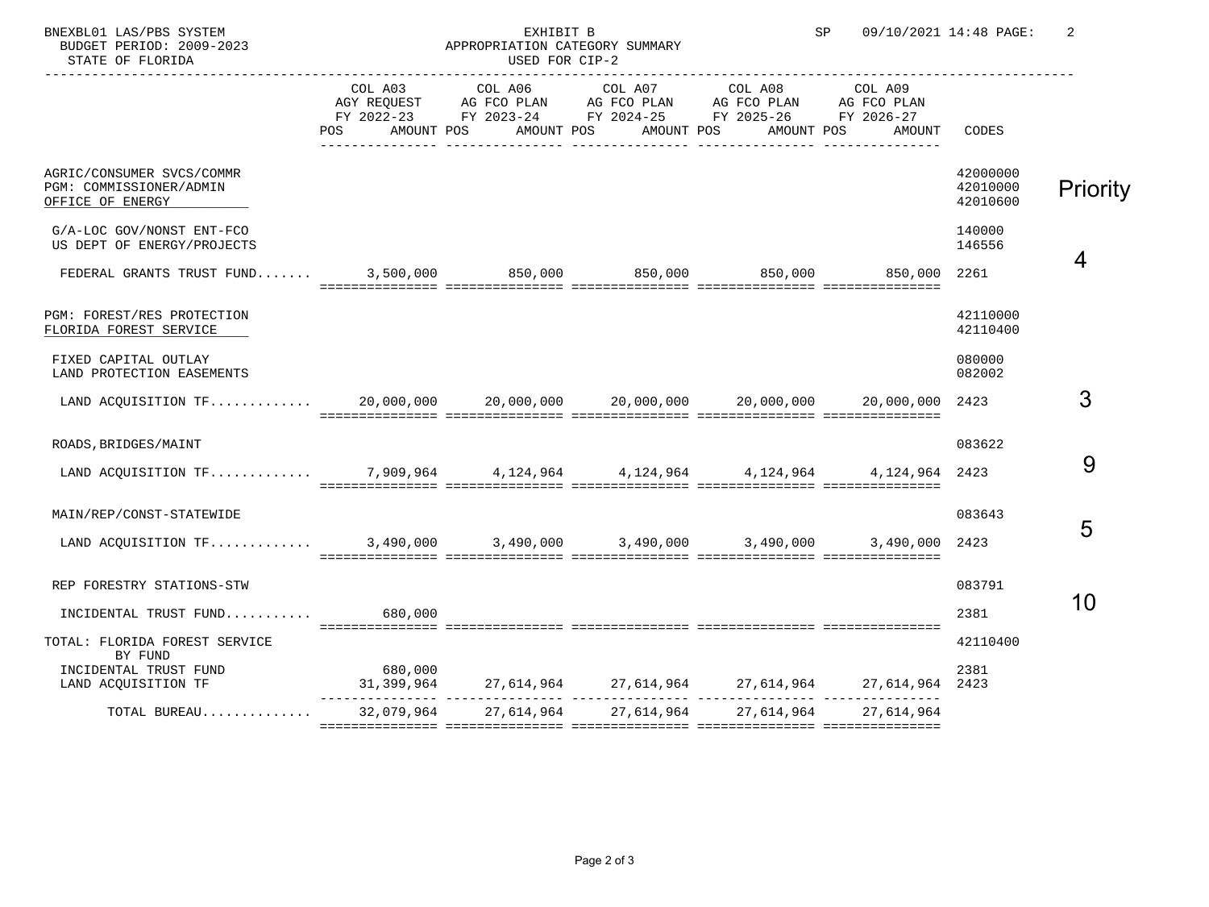BNEXBL01 LAS/PBS SYSTEM
BUDGET PERIOD: 2009-2023
STATE OF FLORIDA

EXHIBIT B
APPROPRIATION CATEGORY SUMMARY
USED FOR CIP-2

SP 09/10/2021 14:48 PAGE: 2

| | COL A03 AGY REQUEST FY 2022-23 POS AMOUNT | COL A06 AG FCO PLAN FY 2023-24 POS AMOUNT | COL A07 AG FCO PLAN FY 2024-25 POS AMOUNT | COL A08 AG FCO PLAN FY 2025-26 POS AMOUNT | COL A09 AG FCO PLAN FY 2026-27 POS AMOUNT | CODES | Priority |
|---|---|---|---|---|---|---|---|
| AGRIC/CONSUMER SVCS/COMMR | | | | | | 42000000 | |
| PGM: COMMISSIONER/ADMIN | | | | | | 42010000 | |
| OFFICE OF ENERGY | | | | | | 42010600 | |
| G/A-LOC GOV/NONST ENT-FCO | | | | | | 140000 | |
| US DEPT OF ENERGY/PROJECTS | | | | | | 146556 | |
| FEDERAL GRANTS TRUST FUND....... | 3,500,000 | 850,000 | 850,000 | 850,000 | 850,000 | 2261 | 4 |
| PGM: FOREST/RES PROTECTION | | | | | | 42110000 | |
| FLORIDA FOREST SERVICE | | | | | | 42110400 | |
| FIXED CAPITAL OUTLAY | | | | | | 080000 | |
| LAND PROTECTION EASEMENTS | | | | | | 082002 | |
| LAND ACQUISITION TF............. | 20,000,000 | 20,000,000 | 20,000,000 | 20,000,000 | 20,000,000 | 2423 | 3 |
| ROADS,BRIDGES/MAINT | | | | | | 083622 | |
| LAND ACQUISITION TF............. | 7,909,964 | 4,124,964 | 4,124,964 | 4,124,964 | 4,124,964 | 2423 | 9 |
| MAIN/REP/CONST-STATEWIDE | | | | | | 083643 | |
| LAND ACQUISITION TF............. | 3,490,000 | 3,490,000 | 3,490,000 | 3,490,000 | 3,490,000 | 2423 | 5 |
| REP FORESTRY STATIONS-STW | | | | | | 083791 | |
| INCIDENTAL TRUST FUND........... | 680,000 | | | | | 2381 | 10 |
| TOTAL: FLORIDA FOREST SERVICE | | | | | | 42110400 | |
| BY FUND | | | | | | | |
| INCIDENTAL TRUST FUND | 680,000 | | | | | 2381 | |
| LAND ACQUISITION TF | 31,399,964 | 27,614,964 | 27,614,964 | 27,614,964 | 27,614,964 | 2423 | |
| TOTAL BUREAU.............. | 32,079,964 | 27,614,964 | 27,614,964 | 27,614,964 | 27,614,964 | | |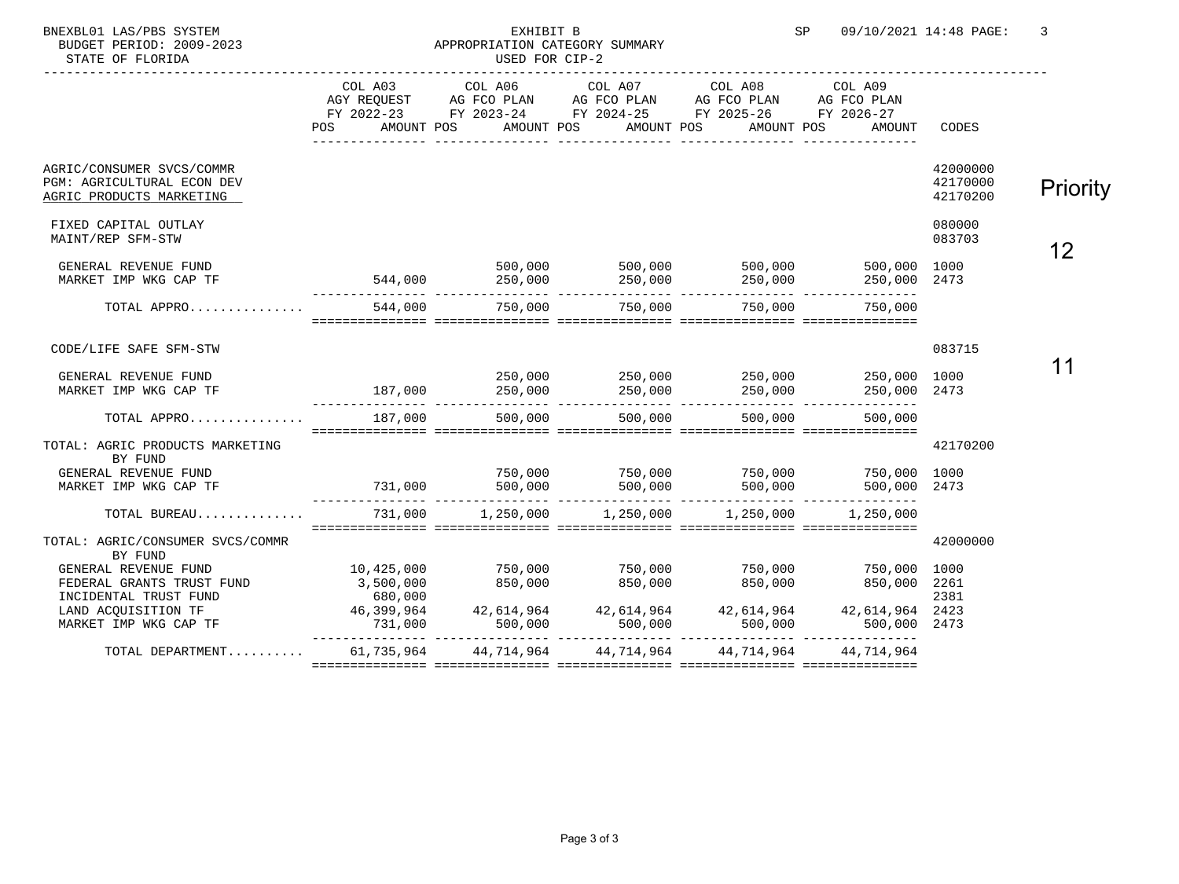BNEXBL01 LAS/PBS SYSTEM | EXHIBIT B | SP 09/10/2021 14:48 PAGE: 3

BUDGET PERIOD: 2009-2023

STATE OF FLORIDA

APPROPRIATION CATEGORY SUMMARY

USED FOR CIP-2

| | COL A03 AGY REQUEST FY 2022-23 POS AMOUNT | COL A06 AG FCO PLAN FY 2023-24 POS AMOUNT | COL A07 AG FCO PLAN FY 2024-25 POS AMOUNT | COL A08 AG FCO PLAN FY 2025-26 POS AMOUNT | COL A09 AG FCO PLAN FY 2026-27 POS AMOUNT | CODES | Priority |
|---|---|---|---|---|---|---|---|
| AGRIC/CONSUMER SVCS/COMMR | | | | | | 42000000 | |
| PGM: AGRICULTURAL ECON DEV | | | | | | 42170000 | |
| AGRIC PRODUCTS MARKETING | | | | | | 42170200 | |
| FIXED CAPITAL OUTLAY | | | | | | 080000 | |
| MAINT/REP SFM-STW | | | | | | 083703 | 12 |
| GENERAL REVENUE FUND | | 500,000 | 500,000 | 500,000 | 500,000 | 1000 | |
| MARKET IMP WKG CAP TF | 544,000 | 250,000 | 250,000 | 250,000 | 250,000 | 2473 | |
| TOTAL APPRO............... | 544,000 | 750,000 | 750,000 | 750,000 | 750,000 | | |
| CODE/LIFE SAFE SFM-STW | | | | | | 083715 | 11 |
| GENERAL REVENUE FUND | | 250,000 | 250,000 | 250,000 | 250,000 | 1000 | |
| MARKET IMP WKG CAP TF | 187,000 | 250,000 | 250,000 | 250,000 | 250,000 | 2473 | |
| TOTAL APPRO............... | 187,000 | 500,000 | 500,000 | 500,000 | 500,000 | | |
| TOTAL: AGRIC PRODUCTS MARKETING BY FUND | | | | | | 42170200 | |
| GENERAL REVENUE FUND | | 750,000 | 750,000 | 750,000 | 750,000 | 1000 | |
| MARKET IMP WKG CAP TF | 731,000 | 500,000 | 500,000 | 500,000 | 500,000 | 2473 | |
| TOTAL BUREAU.............. | 731,000 | 1,250,000 | 1,250,000 | 1,250,000 | 1,250,000 | | |
| TOTAL: AGRIC/CONSUMER SVCS/COMMR BY FUND | | | | | | 42000000 | |
| GENERAL REVENUE FUND | 10,425,000 | 750,000 | 750,000 | 750,000 | 750,000 | 1000 | |
| FEDERAL GRANTS TRUST FUND | 3,500,000 | 850,000 | 850,000 | 850,000 | 850,000 | 2261 | |
| INCIDENTAL TRUST FUND | 680,000 | | | | | 2381 | |
| LAND ACQUISITION TF | 46,399,964 | 42,614,964 | 42,614,964 | 42,614,964 | 42,614,964 | 2423 | |
| MARKET IMP WKG CAP TF | 731,000 | 500,000 | 500,000 | 500,000 | 500,000 | 2473 | |
| TOTAL DEPARTMENT.......... | 61,735,964 | 44,714,964 | 44,714,964 | 44,714,964 | 44,714,964 | | |